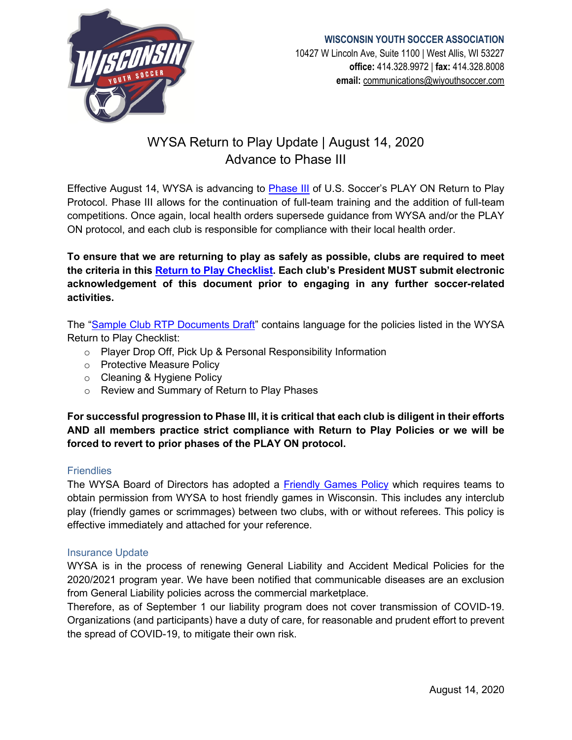**WISCONSIN YOUTH SOCCER ASSOCIATION**
10427 W Lincoln Ave, Suite 1100 | West Allis, WI 53227
**office:** 414.328.9972 | **fax:** 414.328.8008
**email:** communications@wiyouthsoccer.com

# WYSA Return to Play Update | August 14, 2020
## Advance to Phase III

Effective August 14, WYSA is advancing to Phase III of U.S. Soccer's PLAY ON Return to Play Protocol. Phase III allows for the continuation of full-team training and the addition of full-team competitions. Once again, local health orders supersede guidance from WYSA and/or the PLAY ON protocol, and each club is responsible for compliance with their local health order.

**To ensure that we are returning to play as safely as possible, clubs are required to meet the criteria in this Return to Play Checklist. Each club's President MUST submit electronic acknowledgement of this document prior to engaging in any further soccer-related activities.**

The "Sample Club RTP Documents Draft" contains language for the policies listed in the WYSA Return to Play Checklist:

- Player Drop Off, Pick Up & Personal Responsibility Information
- Protective Measure Policy
- Cleaning & Hygiene Policy
- Review and Summary of Return to Play Phases

**For successful progression to Phase III, it is critical that each club is diligent in their efforts AND all members practice strict compliance with Return to Play Policies or we will be forced to revert to prior phases of the PLAY ON protocol.**

### Friendlies

The WYSA Board of Directors has adopted a Friendly Games Policy which requires teams to obtain permission from WYSA to host friendly games in Wisconsin. This includes any interclub play (friendly games or scrimmages) between two clubs, with or without referees. This policy is effective immediately and attached for your reference.

### Insurance Update

WYSA is in the process of renewing General Liability and Accident Medical Policies for the 2020/2021 program year. We have been notified that communicable diseases are an exclusion from General Liability policies across the commercial marketplace.

Therefore, as of September 1 our liability program does not cover transmission of COVID-19. Organizations (and participants) have a duty of care, for reasonable and prudent effort to prevent the spread of COVID-19, to mitigate their own risk.

August 14, 2020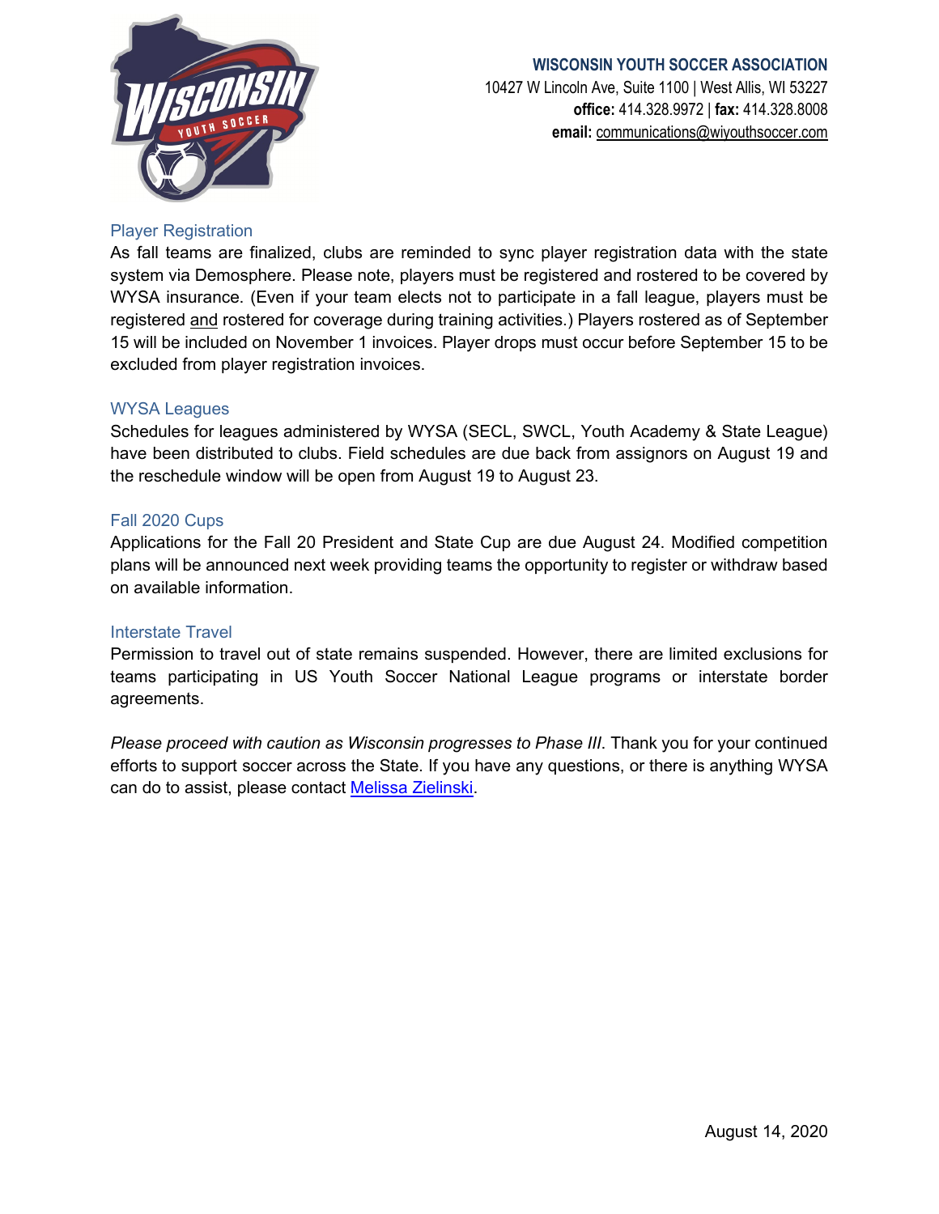**WISCONSIN YOUTH SOCCER ASSOCIATION**
10427 W Lincoln Ave, Suite 1100 | West Allis, WI 53227
**office:** 414.328.9972 | **fax:** 414.328.8008
**email:** communications@wiyouthsoccer.com

## Player Registration

As fall teams are finalized, clubs are reminded to sync player registration data with the state system via Demosphere. Please note, players must be registered and rostered to be covered by WYSA insurance. (Even if your team elects not to participate in a fall league, players must be registered and rostered for coverage during training activities.) Players rostered as of September 15 will be included on November 1 invoices. Player drops must occur before September 15 to be excluded from player registration invoices.

## WYSA Leagues

Schedules for leagues administered by WYSA (SECL, SWCL, Youth Academy & State League) have been distributed to clubs. Field schedules are due back from assignors on August 19 and the reschedule window will be open from August 19 to August 23.

## Fall 2020 Cups

Applications for the Fall 20 President and State Cup are due August 24. Modified competition plans will be announced next week providing teams the opportunity to register or withdraw based on available information.

## Interstate Travel

Permission to travel out of state remains suspended. However, there are limited exclusions for teams participating in US Youth Soccer National League programs or interstate border agreements.

*Please proceed with caution as Wisconsin progresses to Phase III*. Thank you for your continued efforts to support soccer across the State. If you have any questions, or there is anything WYSA can do to assist, please contact Melissa Zielinski.

August 14, 2020